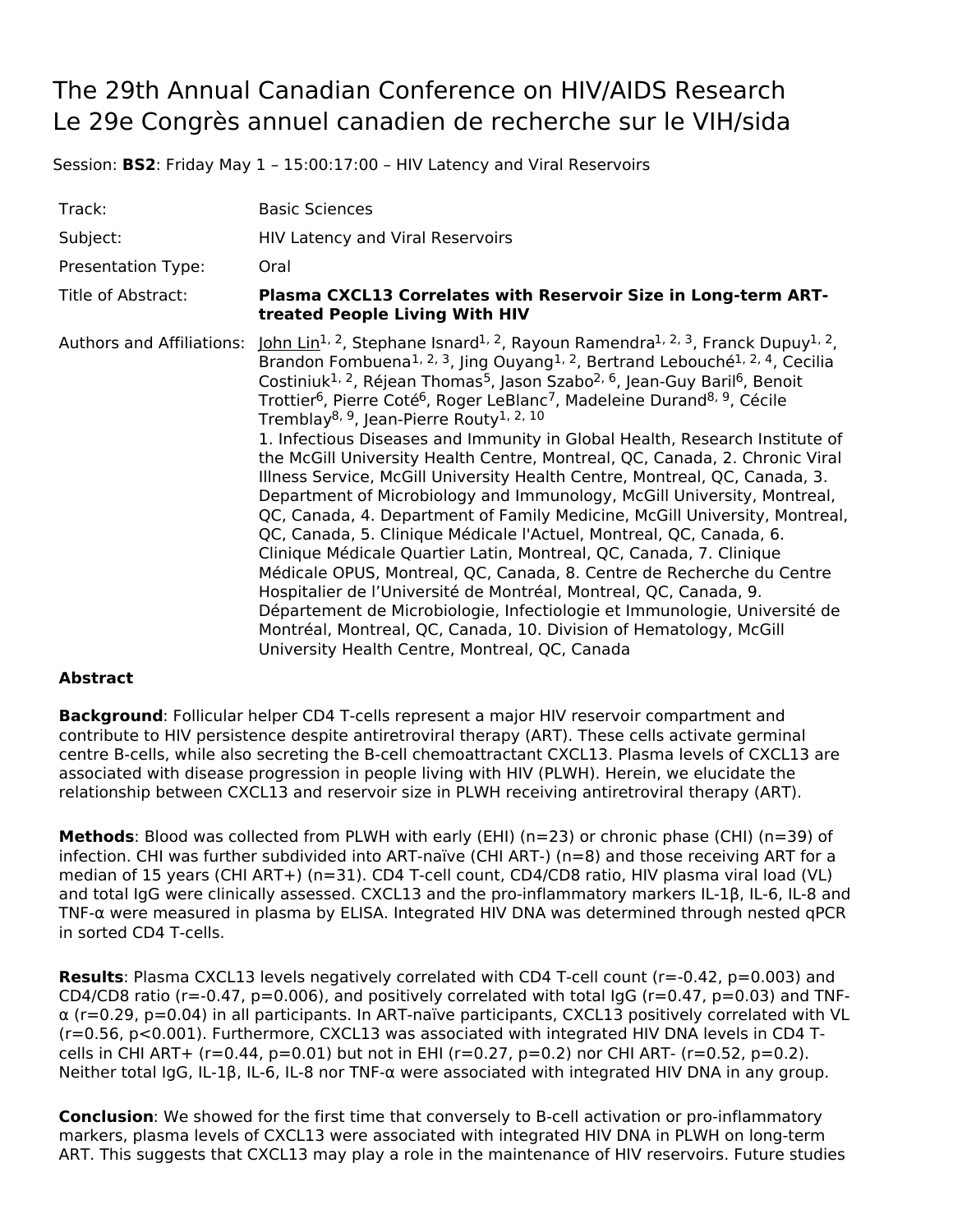# The 29th Annual Canadian Conference on HIV/AIDS Research
# Le 29e Congrès annuel canadien de recherche sur le VIH/sida

Session: **BS2**: Friday May 1 – 15:00:17:00 – HIV Latency and Viral Reservoirs

| | |
|---|---|
| Track: | Basic Sciences |
| Subject: | HIV Latency and Viral Reservoirs |
| Presentation Type: | Oral |
| Title of Abstract: | **Plasma CXCL13 Correlates with Reservoir Size in Long-term ART-treated People Living With HIV** |
| Authors and Affiliations: | John Lin[1, 2], Stephane Isnard[1, 2], Rayoun Ramendra[1, 2, 3], Franck Dupuy[1, 2], Brandon Fombuena[1, 2, 3], Jing Ouyang[1, 2], Bertrand Lebouché[1, 2, 4], Cecilia Costiniuk[1, 2], Réjean Thomas[5], Jason Szabo[2, 6], Jean-Guy Baril[6], Benoit Trottier[6], Pierre Coté[6], Roger LeBlanc[7], Madeleine Durand[8, 9], Cécile Tremblay[8, 9], Jean-Pierre Routy[1, 2, 10] 1. Infectious Diseases and Immunity in Global Health, Research Institute of the McGill University Health Centre, Montreal, QC, Canada, 2. Chronic Viral Illness Service, McGill University Health Centre, Montreal, QC, Canada, 3. Department of Microbiology and Immunology, McGill University, Montreal, QC, Canada, 4. Department of Family Medicine, McGill University, Montreal, QC, Canada, 5. Clinique Médicale l'Actuel, Montreal, QC, Canada, 6. Clinique Médicale Quartier Latin, Montreal, QC, Canada, 7. Clinique Médicale OPUS, Montreal, QC, Canada, 8. Centre de Recherche du Centre Hospitalier de l'Université de Montréal, Montreal, QC, Canada, 9. Département de Microbiologie, Infectiologie et Immunologie, Université de Montréal, Montreal, QC, Canada, 10. Division of Hematology, McGill University Health Centre, Montreal, QC, Canada |

**Abstract**

**Background**: Follicular helper CD4 T-cells represent a major HIV reservoir compartment and contribute to HIV persistence despite antiretroviral therapy (ART). These cells activate germinal centre B-cells, while also secreting the B-cell chemoattractant CXCL13. Plasma levels of CXCL13 are associated with disease progression in people living with HIV (PLWH). Herein, we elucidate the relationship between CXCL13 and reservoir size in PLWH receiving antiretroviral therapy (ART).

**Methods**: Blood was collected from PLWH with early (EHI) (n=23) or chronic phase (CHI) (n=39) of infection. CHI was further subdivided into ART-naïve (CHI ART-) (n=8) and those receiving ART for a median of 15 years (CHI ART+) (n=31). CD4 T-cell count, CD4/CD8 ratio, HIV plasma viral load (VL) and total IgG were clinically assessed. CXCL13 and the pro-inflammatory markers IL-1β, IL-6, IL-8 and TNF-α were measured in plasma by ELISA. Integrated HIV DNA was determined through nested qPCR in sorted CD4 T-cells.

**Results**: Plasma CXCL13 levels negatively correlated with CD4 T-cell count ($r=-0.42$, $p=0.003$) and CD4/CD8 ratio ($r=-0.47$, $p=0.006$), and positively correlated with total IgG ($r=0.47$, $p=0.03$) and TNF-α ($r=0.29$, $p=0.04$) in all participants. In ART-naïve participants, CXCL13 positively correlated with VL ($r=0.56$, $p<0.001$). Furthermore, CXCL13 was associated with integrated HIV DNA levels in CD4 T-cells in CHI ART+ ($r=0.44$, $p=0.01$) but not in EHI ($r=0.27$, $p=0.2$) nor CHI ART- ($r=0.52$, $p=0.2$). Neither total IgG, IL-1β, IL-6, IL-8 nor TNF-α were associated with integrated HIV DNA in any group.

**Conclusion**: We showed for the first time that conversely to B-cell activation or pro-inflammatory markers, plasma levels of CXCL13 were associated with integrated HIV DNA in PLWH on long-term ART. This suggests that CXCL13 may play a role in the maintenance of HIV reservoirs. Future studies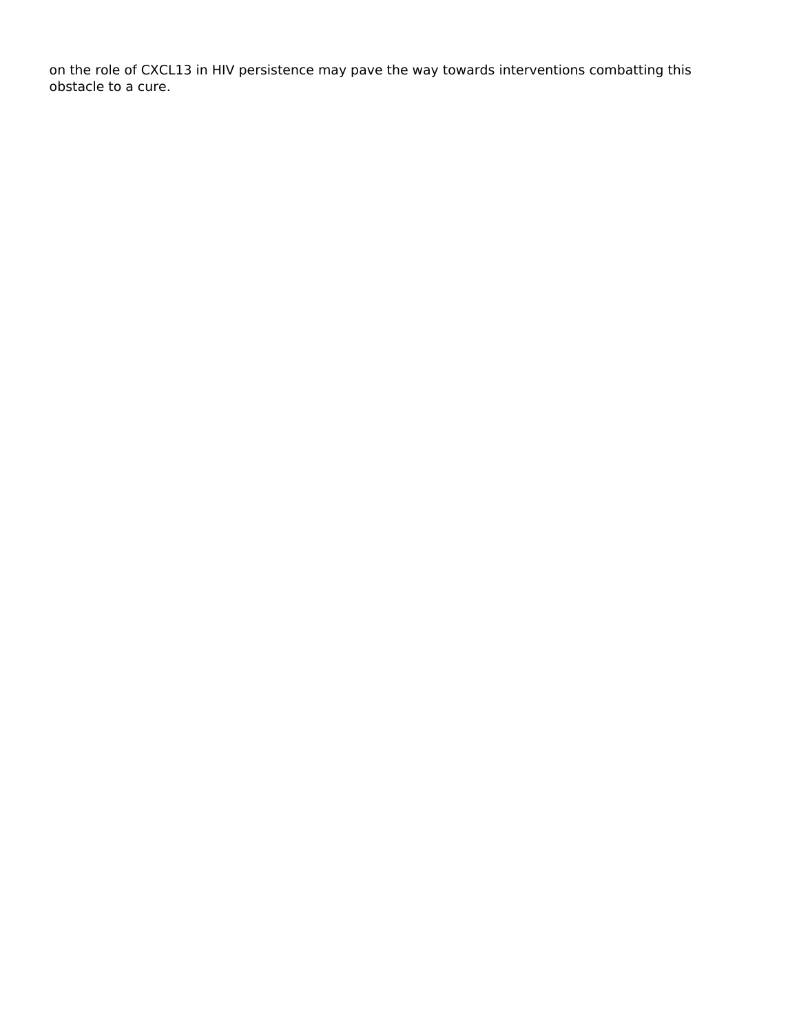on the role of CXCL13 in HIV persistence may pave the way towards interventions combatting this obstacle to a cure.